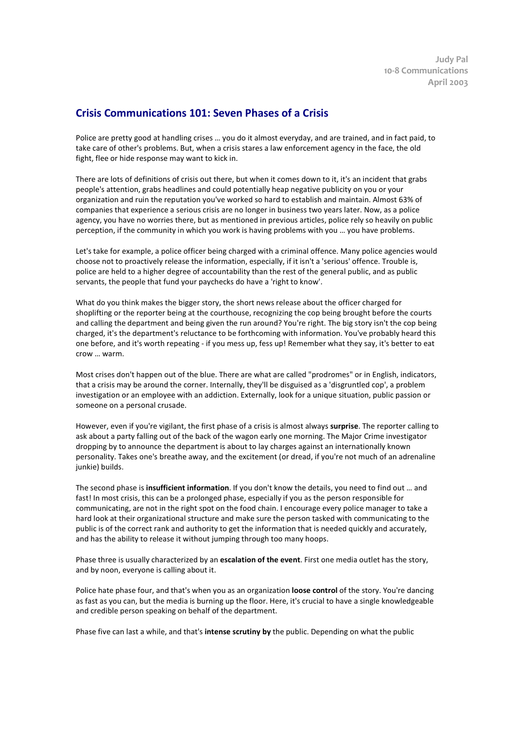Judy Pal
10-8 Communications
April 2003

## Crisis Communications 101: Seven Phases of a Crisis

Police are pretty good at handling crises … you do it almost everyday, and are trained, and in fact paid, to take care of other's problems. But, when a crisis stares a law enforcement agency in the face, the old fight, flee or hide response may want to kick in.

There are lots of definitions of crisis out there, but when it comes down to it, it's an incident that grabs people's attention, grabs headlines and could potentially heap negative publicity on you or your organization and ruin the reputation you've worked so hard to establish and maintain. Almost 63% of companies that experience a serious crisis are no longer in business two years later. Now, as a police agency, you have no worries there, but as mentioned in previous articles, police rely so heavily on public perception, if the community in which you work is having problems with you … you have problems.

Let's take for example, a police officer being charged with a criminal offence. Many police agencies would choose not to proactively release the information, especially, if it isn't a 'serious' offence. Trouble is, police are held to a higher degree of accountability than the rest of the general public, and as public servants, the people that fund your paychecks do have a 'right to know'.

What do you think makes the bigger story, the short news release about the officer charged for shoplifting or the reporter being at the courthouse, recognizing the cop being brought before the courts and calling the department and being given the run around? You're right. The big story isn't the cop being charged, it's the department's reluctance to be forthcoming with information. You've probably heard this one before, and it's worth repeating - if you mess up, fess up! Remember what they say, it's better to eat crow … warm.

Most crises don't happen out of the blue. There are what are called "prodromes" or in English, indicators, that a crisis may be around the corner. Internally, they'll be disguised as a 'disgruntled cop', a problem investigation or an employee with an addiction. Externally, look for a unique situation, public passion or someone on a personal crusade.

However, even if you're vigilant, the first phase of a crisis is almost always **surprise**. The reporter calling to ask about a party falling out of the back of the wagon early one morning. The Major Crime investigator dropping by to announce the department is about to lay charges against an internationally known personality. Takes one's breathe away, and the excitement (or dread, if you're not much of an adrenaline junkie) builds.

The second phase is **insufficient information**. If you don't know the details, you need to find out … and fast! In most crisis, this can be a prolonged phase, especially if you as the person responsible for communicating, are not in the right spot on the food chain. I encourage every police manager to take a hard look at their organizational structure and make sure the person tasked with communicating to the public is of the correct rank and authority to get the information that is needed quickly and accurately, and has the ability to release it without jumping through too many hoops.

Phase three is usually characterized by an **escalation of the event**. First one media outlet has the story, and by noon, everyone is calling about it.

Police hate phase four, and that's when you as an organization **loose control** of the story. You're dancing as fast as you can, but the media is burning up the floor. Here, it's crucial to have a single knowledgeable and credible person speaking on behalf of the department.

Phase five can last a while, and that's **intense scrutiny by** the public. Depending on what the public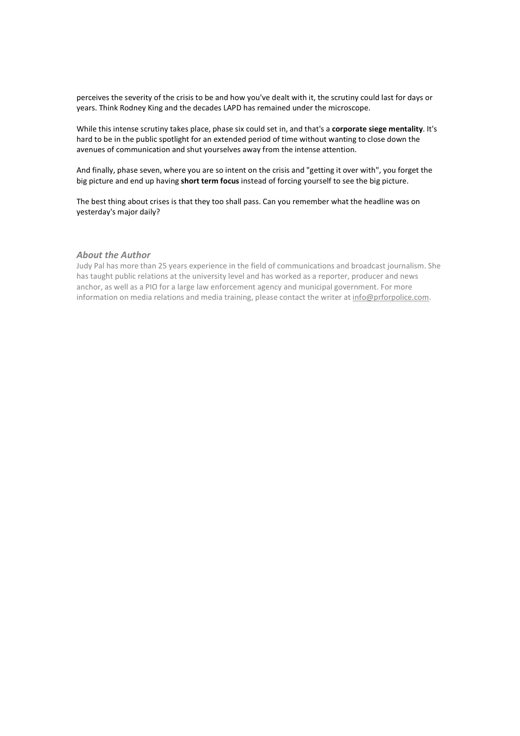perceives the severity of the crisis to be and how you've dealt with it, the scrutiny could last for days or years. Think Rodney King and the decades LAPD has remained under the microscope.

While this intense scrutiny takes place, phase six could set in, and that's a **corporate siege mentality**. It's hard to be in the public spotlight for an extended period of time without wanting to close down the avenues of communication and shut yourselves away from the intense attention.

And finally, phase seven, where you are so intent on the crisis and "getting it over with", you forget the big picture and end up having **short term focus** instead of forcing yourself to see the big picture.

The best thing about crises is that they too shall pass. Can you remember what the headline was on yesterday's major daily?

### *About the Author*

Judy Pal has more than 25 years experience in the field of communications and broadcast journalism. She has taught public relations at the university level and has worked as a reporter, producer and news anchor, as well as a PIO for a large law enforcement agency and municipal government. For more information on media relations and media training, please contact the writer at info@prforpolice.com.